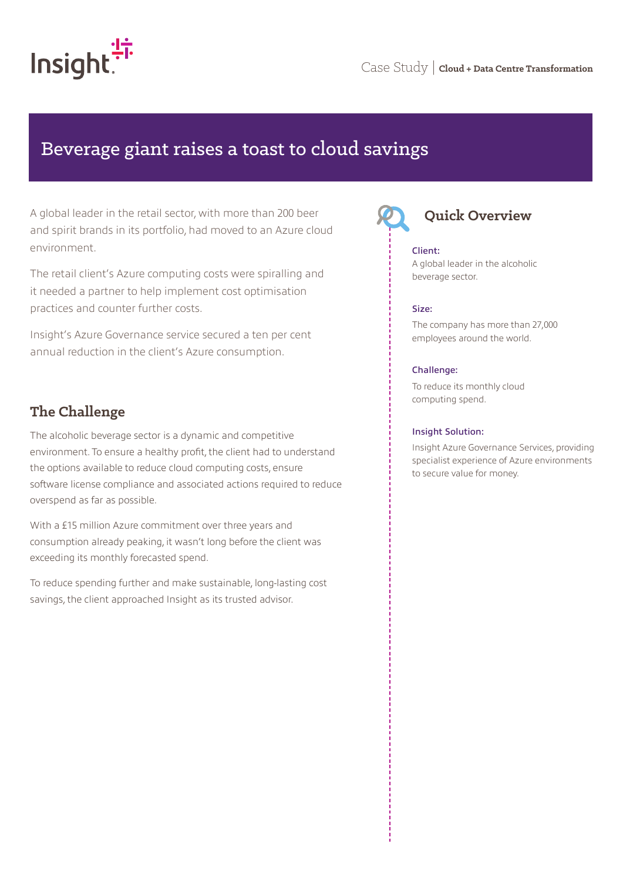Case Study | **Cloud + Data Centre Transformation**

# Beverage giant raises a toast to cloud savings

A global leader in the retail sector, with more than 200 beer and spirit brands in its portfolio, had moved to an Azure cloud environment.

The retail client's Azure computing costs were spiralling and it needed a partner to help implement cost optimisation practices and counter further costs.

Insight's Azure Governance service secured a ten per cent annual reduction in the client's Azure consumption.

## The Challenge

The alcoholic beverage sector is a dynamic and competitive environment. To ensure a healthy profit, the client had to understand the options available to reduce cloud computing costs, ensure software license compliance and associated actions required to reduce overspend as far as possible.

With a £15 million Azure commitment over three years and consumption already peaking, it wasn't long before the client was exceeding its monthly forecasted spend.

To reduce spending further and make sustainable, long-lasting cost savings, the client approached Insight as its trusted advisor.

## Quick Overview

**Client:**
A global leader in the alcoholic beverage sector.

**Size:**
The company has more than 27,000 employees around the world.

**Challenge:**
To reduce its monthly cloud computing spend.

**Insight Solution:**
Insight Azure Governance Services, providing specialist experience of Azure environments to secure value for money.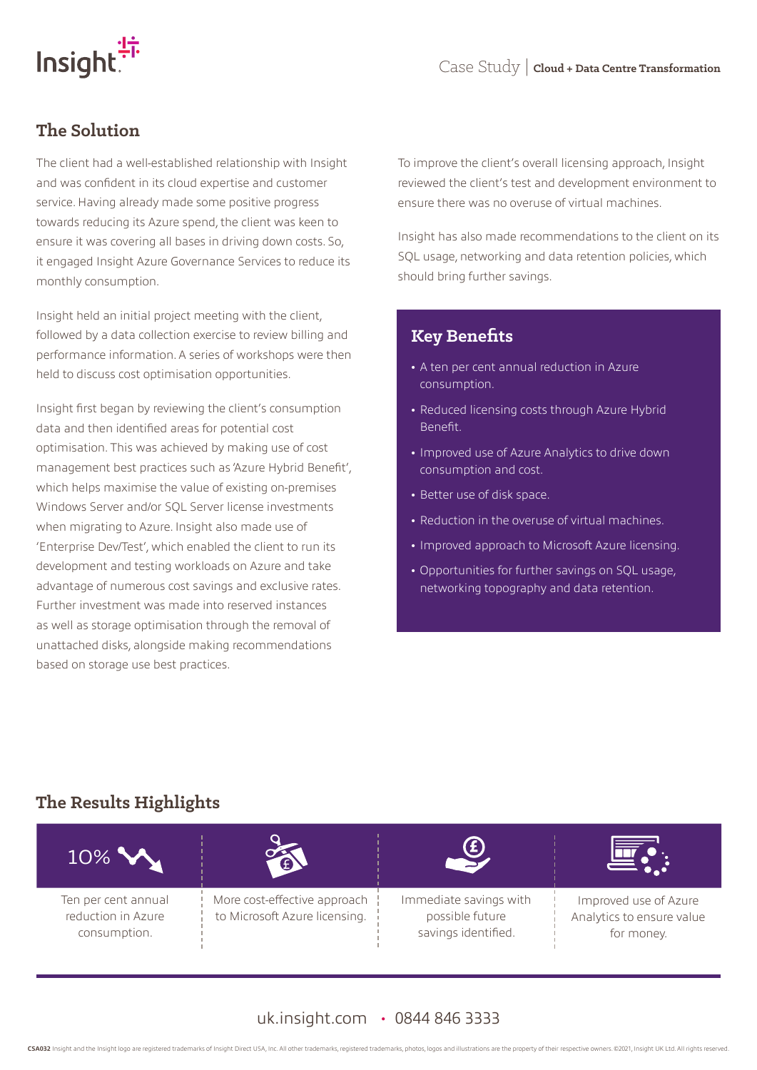## The Solution

The client had a well-established relationship with Insight and was confident in its cloud expertise and customer service. Having already made some positive progress towards reducing its Azure spend, the client was keen to ensure it was covering all bases in driving down costs. So, it engaged Insight Azure Governance Services to reduce its monthly consumption.

Insight held an initial project meeting with the client, followed by a data collection exercise to review billing and performance information. A series of workshops were then held to discuss cost optimisation opportunities.

Insight first began by reviewing the client's consumption data and then identified areas for potential cost optimisation. This was achieved by making use of cost management best practices such as 'Azure Hybrid Benefit', which helps maximise the value of existing on-premises Windows Server and/or SQL Server license investments when migrating to Azure. Insight also made use of 'Enterprise Dev/Test', which enabled the client to run its development and testing workloads on Azure and take advantage of numerous cost savings and exclusive rates. Further investment was made into reserved instances as well as storage optimisation through the removal of unattached disks, alongside making recommendations based on storage use best practices.

To improve the client's overall licensing approach, Insight reviewed the client's test and development environment to ensure there was no overuse of virtual machines.

Insight has also made recommendations to the client on its SQL usage, networking and data retention policies, which should bring further savings.

### Key Benefits

- A ten per cent annual reduction in Azure consumption.
- Reduced licensing costs through Azure Hybrid Benefit.
- Improved use of Azure Analytics to drive down consumption and cost.
- Better use of disk space.
- Reduction in the overuse of virtual machines.
- Improved approach to Microsoft Azure licensing.
- Opportunities for further savings on SQL usage, networking topography and data retention.

## The Results Highlights

10%

Ten per cent annual reduction in Azure consumption.

More cost-effective approach to Microsoft Azure licensing.

Immediate savings with possible future savings identified.

Improved use of Azure Analytics to ensure value for money.

uk.insight.com • 0844 846 3333

**CSA032** Insight and the Insight logo are registered trademarks of Insight Direct USA, Inc. All other trademarks, registered trademarks, photos, logos and illustrations are the property of their respective owners. ©2021, Insight UK Ltd. All rights reserved.